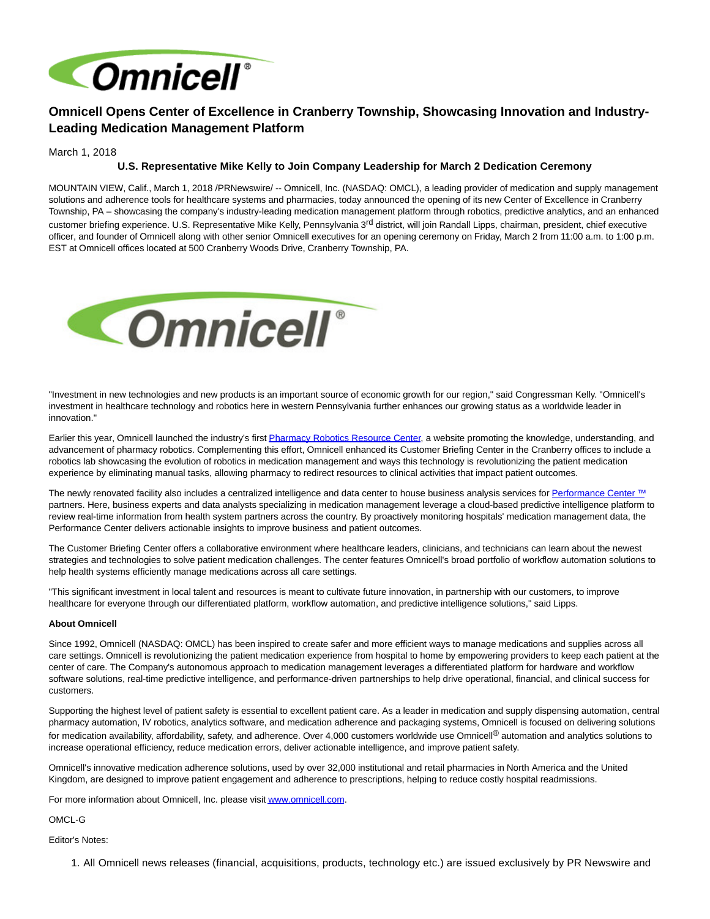# Omnicell Opens Center of Excellence in Cranberry Township, Showcasing Innovation and Industry-Leading Medication Management Platform

March 1, 2018

**U.S. Representative Mike Kelly to Join Company Leadership for March 2 Dedication Ceremony**

MOUNTAIN VIEW, Calif., March 1, 2018 /PRNewswire/ -- Omnicell, Inc. (NASDAQ: OMCL), a leading provider of medication and supply management solutions and adherence tools for healthcare systems and pharmacies, today announced the opening of its new Center of Excellence in Cranberry Township, PA – showcasing the company's industry-leading medication management platform through robotics, predictive analytics, and an enhanced customer briefing experience. U.S. Representative Mike Kelly, Pennsylvania 3rd district, will join Randall Lipps, chairman, president, chief executive officer, and founder of Omnicell along with other senior Omnicell executives for an opening ceremony on Friday, March 2 from 11:00 a.m. to 1:00 p.m. EST at Omnicell offices located at 500 Cranberry Woods Drive, Cranberry Township, PA.

"Investment in new technologies and new products is an important source of economic growth for our region," said Congressman Kelly. "Omnicell's investment in healthcare technology and robotics here in western Pennsylvania further enhances our growing status as a worldwide leader in innovation."

Earlier this year, Omnicell launched the industry's first Pharmacy Robotics Resource Center, a website promoting the knowledge, understanding, and advancement of pharmacy robotics. Complementing this effort, Omnicell enhanced its Customer Briefing Center in the Cranberry offices to include a robotics lab showcasing the evolution of robotics in medication management and ways this technology is revolutionizing the patient medication experience by eliminating manual tasks, allowing pharmacy to redirect resources to clinical activities that impact patient outcomes.

The newly renovated facility also includes a centralized intelligence and data center to house business analysis services for Performance Center ™ partners. Here, business experts and data analysts specializing in medication management leverage a cloud-based predictive intelligence platform to review real-time information from health system partners across the country. By proactively monitoring hospitals' medication management data, the Performance Center delivers actionable insights to improve business and patient outcomes.

The Customer Briefing Center offers a collaborative environment where healthcare leaders, clinicians, and technicians can learn about the newest strategies and technologies to solve patient medication challenges. The center features Omnicell's broad portfolio of workflow automation solutions to help health systems efficiently manage medications across all care settings.

"This significant investment in local talent and resources is meant to cultivate future innovation, in partnership with our customers, to improve healthcare for everyone through our differentiated platform, workflow automation, and predictive intelligence solutions," said Lipps.

**About Omnicell**

Since 1992, Omnicell (NASDAQ: OMCL) has been inspired to create safer and more efficient ways to manage medications and supplies across all care settings. Omnicell is revolutionizing the patient medication experience from hospital to home by empowering providers to keep each patient at the center of care. The Company's autonomous approach to medication management leverages a differentiated platform for hardware and workflow software solutions, real-time predictive intelligence, and performance-driven partnerships to help drive operational, financial, and clinical success for customers.

Supporting the highest level of patient safety is essential to excellent patient care. As a leader in medication and supply dispensing automation, central pharmacy automation, IV robotics, analytics software, and medication adherence and packaging systems, Omnicell is focused on delivering solutions for medication availability, affordability, safety, and adherence. Over 4,000 customers worldwide use Omnicell® automation and analytics solutions to increase operational efficiency, reduce medication errors, deliver actionable intelligence, and improve patient safety.

Omnicell's innovative medication adherence solutions, used by over 32,000 institutional and retail pharmacies in North America and the United Kingdom, are designed to improve patient engagement and adherence to prescriptions, helping to reduce costly hospital readmissions.

For more information about Omnicell, Inc. please visit www.omnicell.com.

OMCL-G

Editor's Notes:

1. All Omnicell news releases (financial, acquisitions, products, technology etc.) are issued exclusively by PR Newswire and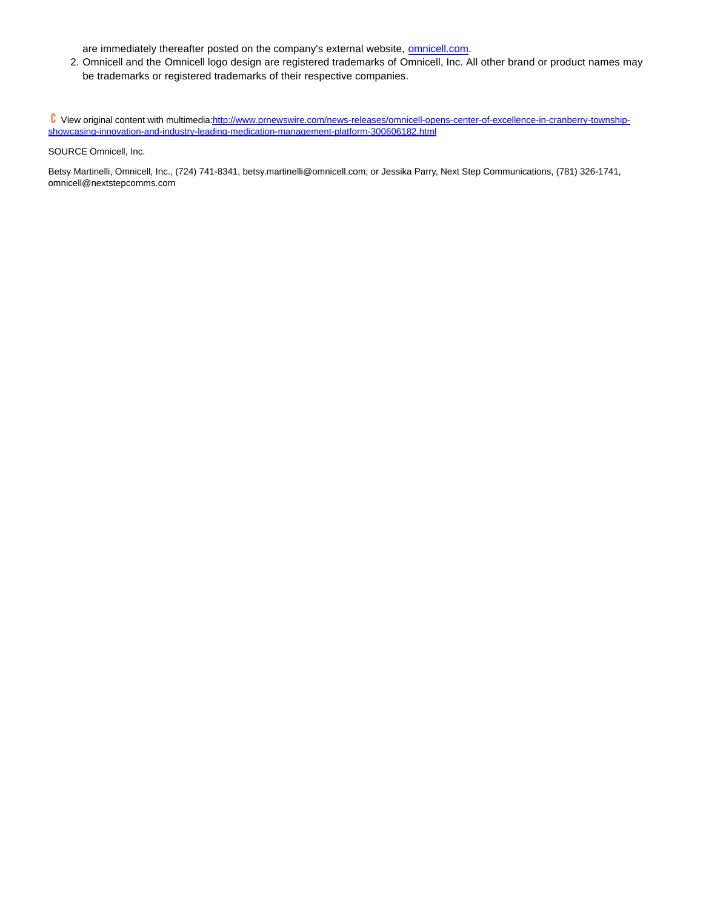are immediately thereafter posted on the company's external website, omnicell.com.

2. Omnicell and the Omnicell logo design are registered trademarks of Omnicell, Inc. All other brand or product names may be trademarks or registered trademarks of their respective companies.

View original content with multimedia:http://www.prnewswire.com/news-releases/omnicell-opens-center-of-excellence-in-cranberry-township-showcasing-innovation-and-industry-leading-medication-management-platform-300606182.html

SOURCE Omnicell, Inc.

Betsy Martinelli, Omnicell, Inc., (724) 741-8341, betsy.martinelli@omnicell.com; or Jessika Parry, Next Step Communications, (781) 326-1741, omnicell@nextstepcomms.com